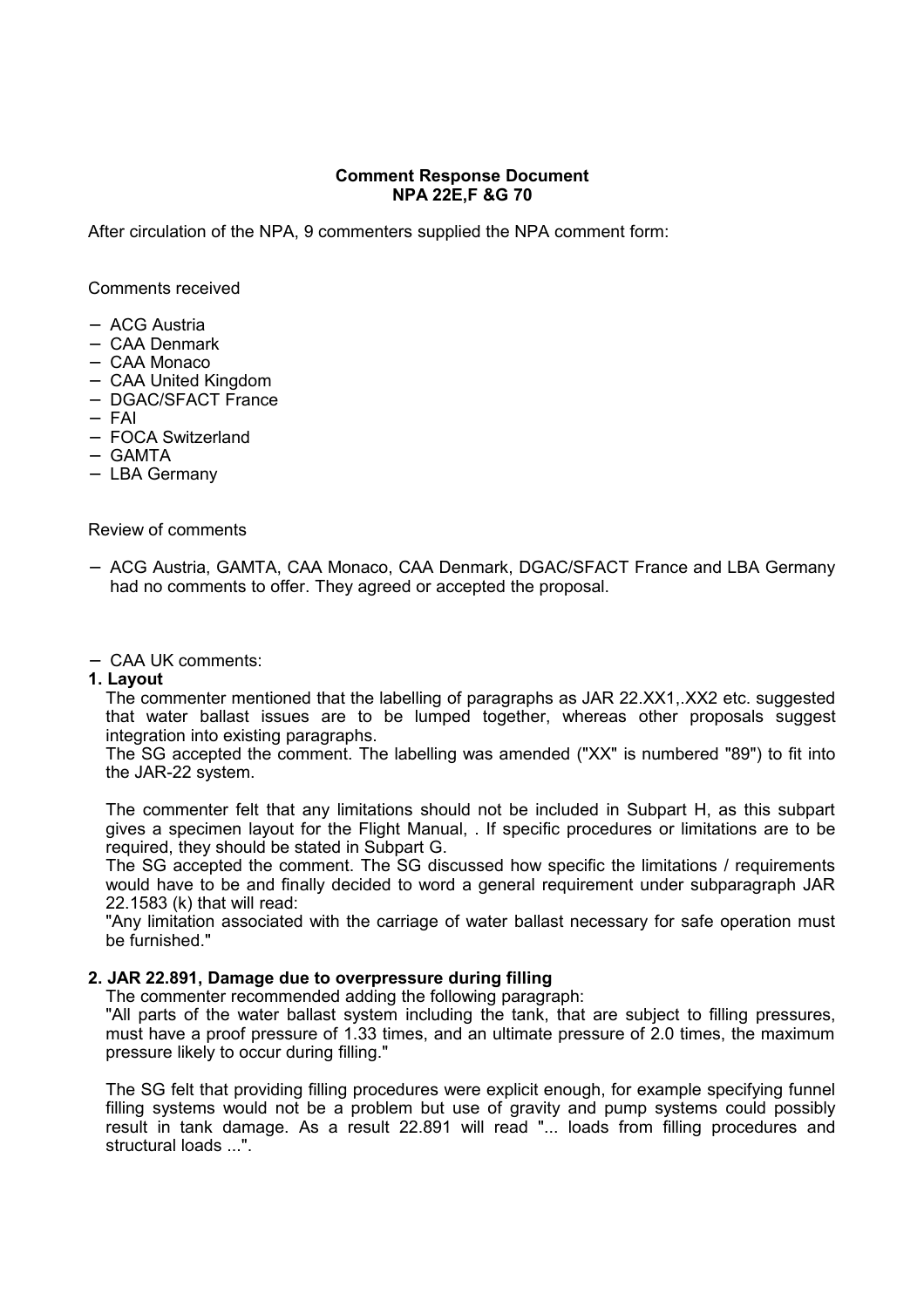**Comment Response Document**
**NPA 22E,F &G 70**

After circulation of the NPA, 9 commenters supplied the NPA comment form:

Comments received

- ACG Austria
- CAA Denmark
- CAA Monaco
- CAA United Kingdom
- DGAC/SFACT France
- FAI
- FOCA Switzerland
- GAMTA
- LBA Germany

Review of comments

- ACG Austria, GAMTA, CAA Monaco, CAA Denmark, DGAC/SFACT France and LBA Germany had no comments to offer. They agreed or accepted the proposal.

- CAA UK comments:

**1. Layout**

The commenter mentioned that the labelling of paragraphs as JAR 22.XX1,.XX2 etc. suggested that water ballast issues are to be lumped together, whereas other proposals suggest integration into existing paragraphs.
The SG accepted the comment. The labelling was amended ("XX" is numbered "89") to fit into the JAR-22 system.

The commenter felt that any limitations should not be included in Subpart H, as this subpart gives a specimen layout for the Flight Manual, . If specific procedures or limitations are to be required, they should be stated in Subpart G.
The SG accepted the comment. The SG discussed how specific the limitations / requirements would have to be and finally decided to word a general requirement under subparagraph JAR 22.1583 (k) that will read:
"Any limitation associated with the carriage of water ballast necessary for safe operation must be furnished."

**2. JAR 22.891, Damage due to overpressure during filling**

The commenter recommended adding the following paragraph:
"All parts of the water ballast system including the tank, that are subject to filling pressures, must have a proof pressure of 1.33 times, and an ultimate pressure of 2.0 times, the maximum pressure likely to occur during filling."

The SG felt that providing filling procedures were explicit enough, for example specifying funnel filling systems would not be a problem but use of gravity and pump systems could possibly result in tank damage. As a result 22.891 will read "... loads from filling procedures and structural loads ...".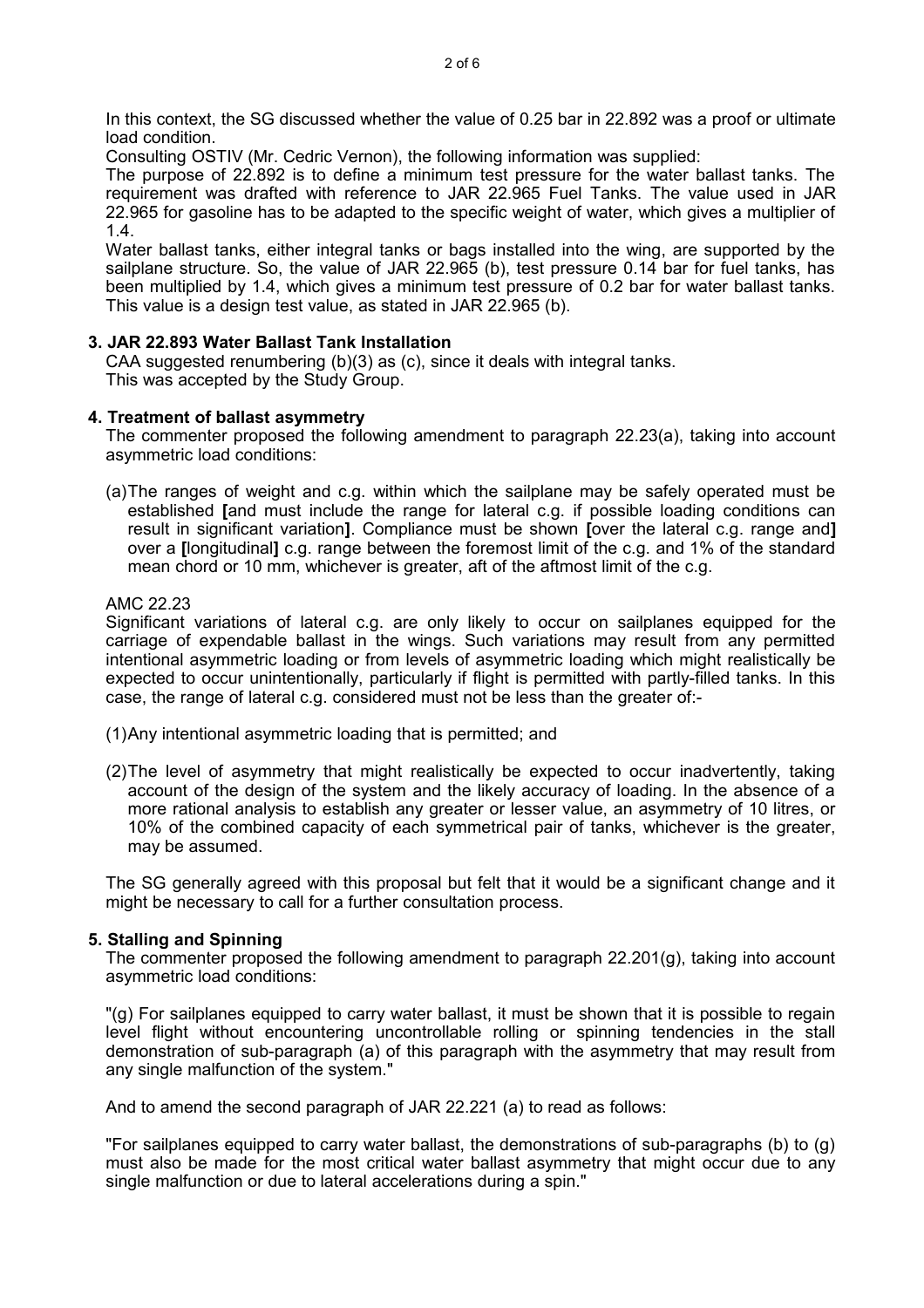In this context, the SG discussed whether the value of 0.25 bar in 22.892 was a proof or ultimate load condition.

Consulting OSTIV (Mr. Cedric Vernon), the following information was supplied:

The purpose of 22.892 is to define a minimum test pressure for the water ballast tanks. The requirement was drafted with reference to JAR 22.965 Fuel Tanks. The value used in JAR 22.965 for gasoline has to be adapted to the specific weight of water, which gives a multiplier of 1.4.

Water ballast tanks, either integral tanks or bags installed into the wing, are supported by the sailplane structure. So, the value of JAR 22.965 (b), test pressure 0.14 bar for fuel tanks, has been multiplied by 1.4, which gives a minimum test pressure of 0.2 bar for water ballast tanks. This value is a design test value, as stated in JAR 22.965 (b).

### 3. JAR 22.893 Water Ballast Tank Installation

CAA suggested renumbering (b)(3) as (c), since it deals with integral tanks.
This was accepted by the Study Group.

### 4. Treatment of ballast asymmetry

The commenter proposed the following amendment to paragraph 22.23(a), taking into account asymmetric load conditions:

(a) The ranges of weight and c.g. within which the sailplane may be safely operated must be established **[**and must include the range for lateral c.g. if possible loading conditions can result in significant variation**]**. Compliance must be shown **[**over the lateral c.g. range and**]** over a **[**longitudinal**]** c.g. range between the foremost limit of the c.g. and 1% of the standard mean chord or 10 mm, whichever is greater, aft of the aftmost limit of the c.g.

AMC 22.23

Significant variations of lateral c.g. are only likely to occur on sailplanes equipped for the carriage of expendable ballast in the wings. Such variations may result from any permitted intentional asymmetric loading or from levels of asymmetric loading which might realistically be expected to occur unintentionally, particularly if flight is permitted with partly-filled tanks. In this case, the range of lateral c.g. considered must not be less than the greater of:-

(1) Any intentional asymmetric loading that is permitted; and

(2) The level of asymmetry that might realistically be expected to occur inadvertently, taking account of the design of the system and the likely accuracy of loading. In the absence of a more rational analysis to establish any greater or lesser value, an asymmetry of 10 litres, or 10% of the combined capacity of each symmetrical pair of tanks, whichever is the greater, may be assumed.

The SG generally agreed with this proposal but felt that it would be a significant change and it might be necessary to call for a further consultation process.

### 5. Stalling and Spinning

The commenter proposed the following amendment to paragraph 22.201(g), taking into account asymmetric load conditions:

"(g) For sailplanes equipped to carry water ballast, it must be shown that it is possible to regain level flight without encountering uncontrollable rolling or spinning tendencies in the stall demonstration of sub-paragraph (a) of this paragraph with the asymmetry that may result from any single malfunction of the system."

And to amend the second paragraph of JAR 22.221 (a) to read as follows:

"For sailplanes equipped to carry water ballast, the demonstrations of sub-paragraphs (b) to (g) must also be made for the most critical water ballast asymmetry that might occur due to any single malfunction or due to lateral accelerations during a spin."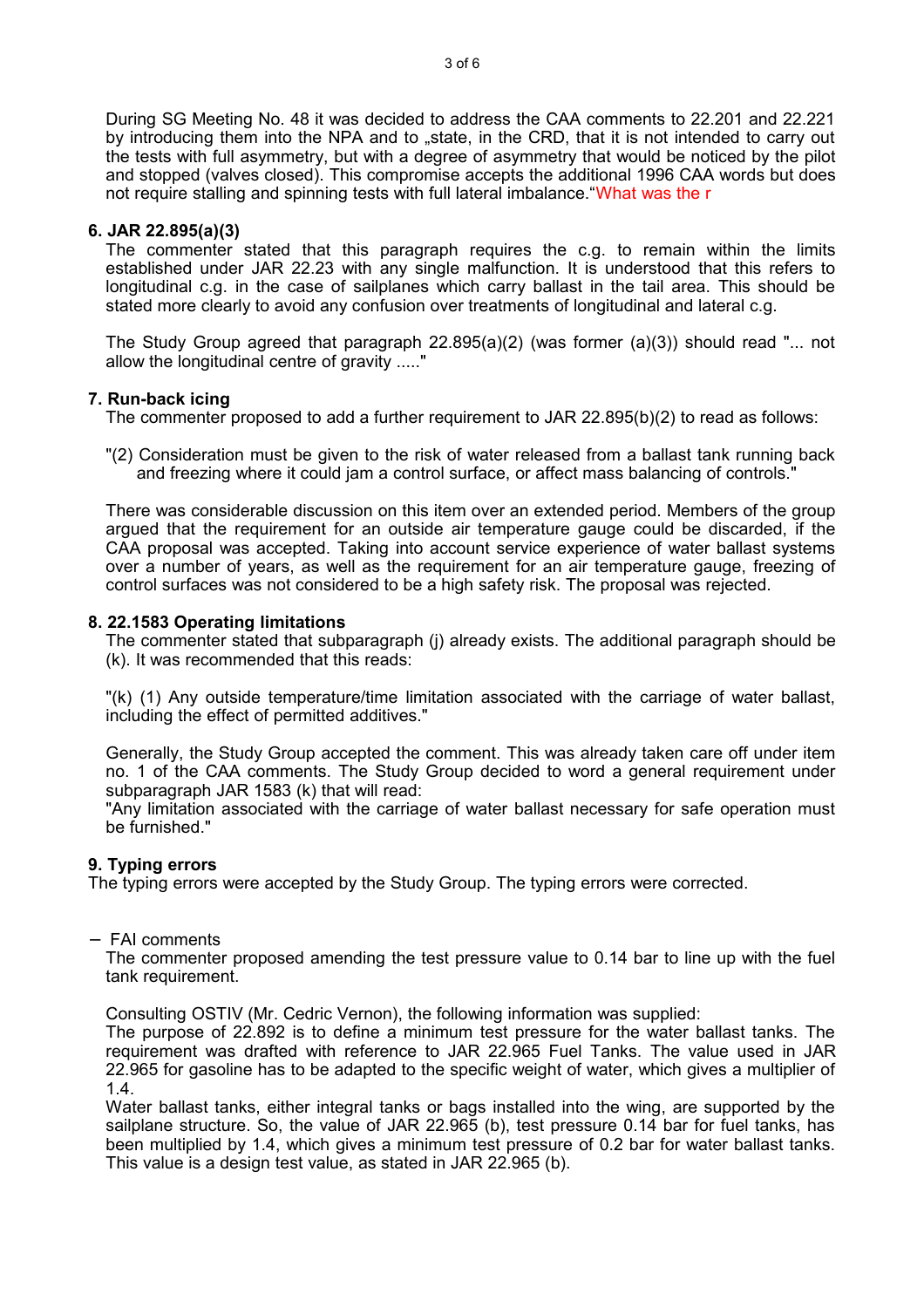During SG Meeting No. 48 it was decided to address the CAA comments to 22.201 and 22.221 by introducing them into the NPA and to „state, in the CRD, that it is not intended to carry out the tests with full asymmetry, but with a degree of asymmetry that would be noticed by the pilot and stopped (valves closed). This compromise accepts the additional 1996 CAA words but does not require stalling and spinning tests with full lateral imbalance."What was the r

### 6. JAR 22.895(a)(3)

The commenter stated that this paragraph requires the c.g. to remain within the limits established under JAR 22.23 with any single malfunction. It is understood that this refers to longitudinal c.g. in the case of sailplanes which carry ballast in the tail area. This should be stated more clearly to avoid any confusion over treatments of longitudinal and lateral c.g.

The Study Group agreed that paragraph 22.895(a)(2) (was former (a)(3)) should read "... not allow the longitudinal centre of gravity ....."

### 7. Run-back icing

The commenter proposed to add a further requirement to JAR 22.895(b)(2) to read as follows:

"(2) Consideration must be given to the risk of water released from a ballast tank running back and freezing where it could jam a control surface, or affect mass balancing of controls."

There was considerable discussion on this item over an extended period. Members of the group argued that the requirement for an outside air temperature gauge could be discarded, if the CAA proposal was accepted. Taking into account service experience of water ballast systems over a number of years, as well as the requirement for an air temperature gauge, freezing of control surfaces was not considered to be a high safety risk. The proposal was rejected.

### 8. 22.1583 Operating limitations

The commenter stated that subparagraph (j) already exists. The additional paragraph should be (k). It was recommended that this reads:

"(k) (1) Any outside temperature/time limitation associated with the carriage of water ballast, including the effect of permitted additives."

Generally, the Study Group accepted the comment. This was already taken care off under item no. 1 of the CAA comments. The Study Group decided to word a general requirement under subparagraph JAR 1583 (k) that will read:
"Any limitation associated with the carriage of water ballast necessary for safe operation must be furnished."

### 9. Typing errors

The typing errors were accepted by the Study Group. The typing errors were corrected.

- FAI comments

The commenter proposed amending the test pressure value to 0.14 bar to line up with the fuel tank requirement.

Consulting OSTIV (Mr. Cedric Vernon), the following information was supplied:
The purpose of 22.892 is to define a minimum test pressure for the water ballast tanks. The requirement was drafted with reference to JAR 22.965 Fuel Tanks. The value used in JAR 22.965 for gasoline has to be adapted to the specific weight of water, which gives a multiplier of 1.4.
Water ballast tanks, either integral tanks or bags installed into the wing, are supported by the sailplane structure. So, the value of JAR 22.965 (b), test pressure 0.14 bar for fuel tanks, has been multiplied by 1.4, which gives a minimum test pressure of 0.2 bar for water ballast tanks. This value is a design test value, as stated in JAR 22.965 (b).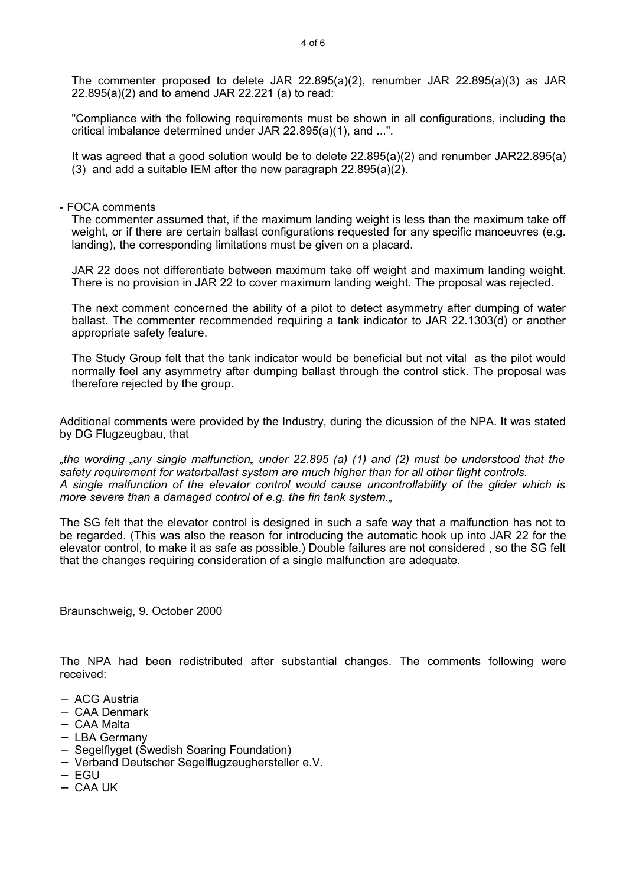The commenter proposed to delete JAR 22.895(a)(2), renumber JAR 22.895(a)(3) as JAR 22.895(a)(2) and to amend JAR 22.221 (a) to read:

"Compliance with the following requirements must be shown in all configurations, including the critical imbalance determined under JAR 22.895(a)(1), and ...".

It was agreed that a good solution would be to delete 22.895(a)(2) and renumber JAR22.895(a)(3) and add a suitable IEM after the new paragraph 22.895(a)(2).

- FOCA comments

  The commenter assumed that, if the maximum landing weight is less than the maximum take off weight, or if there are certain ballast configurations requested for any specific manoeuvres (e.g. landing), the corresponding limitations must be given on a placard.

  JAR 22 does not differentiate between maximum take off weight and maximum landing weight. There is no provision in JAR 22 to cover maximum landing weight. The proposal was rejected.

  The next comment concerned the ability of a pilot to detect asymmetry after dumping of water ballast. The commenter recommended requiring a tank indicator to JAR 22.1303(d) or another appropriate safety feature.

  The Study Group felt that the tank indicator would be beneficial but not vital as the pilot would normally feel any asymmetry after dumping ballast through the control stick. The proposal was therefore rejected by the group.

Additional comments were provided by the Industry, during the dicussion of the NPA. It was stated by DG Flugzeugbau, that

*„the wording „any single malfunction„ under 22.895 (a) (1) and (2) must be understood that the safety requirement for waterballast system are much higher than for all other flight controls. A single malfunction of the elevator control would cause uncontrollability of the glider which is more severe than a damaged control of e.g. the fin tank system.„*

The SG felt that the elevator control is designed in such a safe way that a malfunction has not to be regarded. (This was also the reason for introducing the automatic hook up into JAR 22 for the elevator control, to make it as safe as possible.) Double failures are not considered , so the SG felt that the changes requiring consideration of a single malfunction are adequate.

Braunschweig, 9. October 2000

The NPA had been redistributed after substantial changes. The comments following were received:

- ACG Austria
- CAA Denmark
- CAA Malta
- LBA Germany
- Segelflyget (Swedish Soaring Foundation)
- Verband Deutscher Segelflugzeughersteller e.V.
- EGU
- CAA UK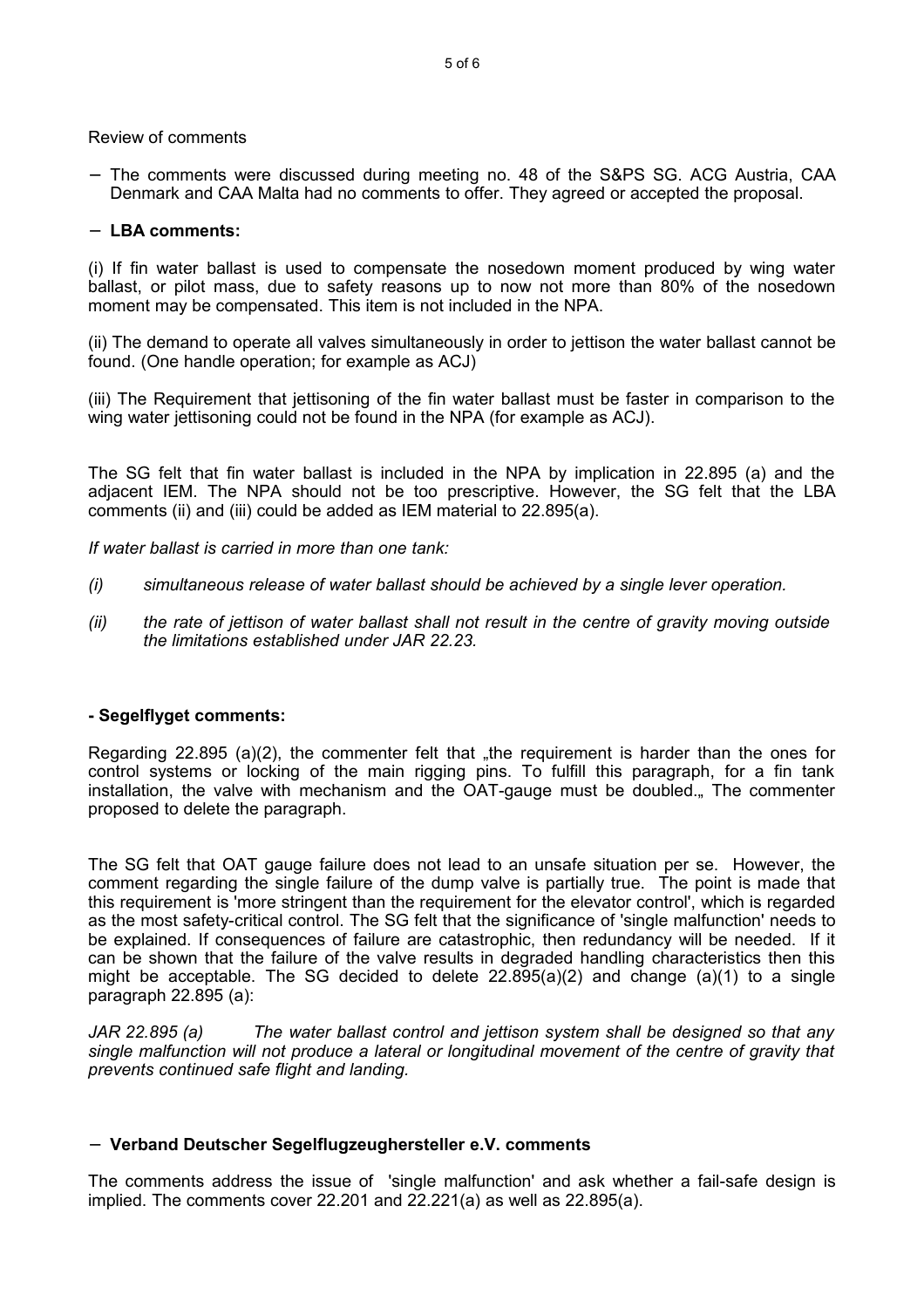Review of comments

- The comments were discussed during meeting no. 48 of the S&PS SG. ACG Austria, CAA Denmark and CAA Malta had no comments to offer. They agreed or accepted the proposal.

- **LBA comments:**

(i) If fin water ballast is used to compensate the nosedown moment produced by wing water ballast, or pilot mass, due to safety reasons up to now not more than 80% of the nosedown moment may be compensated. This item is not included in the NPA.

(ii) The demand to operate all valves simultaneously in order to jettison the water ballast cannot be found. (One handle operation; for example as ACJ)

(iii) The Requirement that jettisoning of the fin water ballast must be faster in comparison to the wing water jettisoning could not be found in the NPA (for example as ACJ).

The SG felt that fin water ballast is included in the NPA by implication in 22.895 (a) and the adjacent IEM. The NPA should not be too prescriptive. However, the SG felt that the LBA comments (ii) and (iii) could be added as IEM material to 22.895(a).

*If water ballast is carried in more than one tank:*

*(i) simultaneous release of water ballast should be achieved by a single lever operation.*

*(ii) the rate of jettison of water ballast shall not result in the centre of gravity moving outside the limitations established under JAR 22.23.*

**- Segelflyget comments:**

Regarding 22.895 (a)(2), the commenter felt that „the requirement is harder than the ones for control systems or locking of the main rigging pins. To fulfill this paragraph, for a fin tank installation, the valve with mechanism and the OAT-gauge must be doubled.„ The commenter proposed to delete the paragraph.

The SG felt that OAT gauge failure does not lead to an unsafe situation per se. However, the comment regarding the single failure of the dump valve is partially true. The point is made that this requirement is 'more stringent than the requirement for the elevator control', which is regarded as the most safety-critical control. The SG felt that the significance of 'single malfunction' needs to be explained. If consequences of failure are catastrophic, then redundancy will be needed. If it can be shown that the failure of the valve results in degraded handling characteristics then this might be acceptable. The SG decided to delete 22.895(a)(2) and change (a)(1) to a single paragraph 22.895 (a):

*JAR 22.895 (a) The water ballast control and jettison system shall be designed so that any single malfunction will not produce a lateral or longitudinal movement of the centre of gravity that prevents continued safe flight and landing.*

- **Verband Deutscher Segelflugzeughersteller e.V. comments**

The comments address the issue of 'single malfunction' and ask whether a fail-safe design is implied. The comments cover 22.201 and 22.221(a) as well as 22.895(a).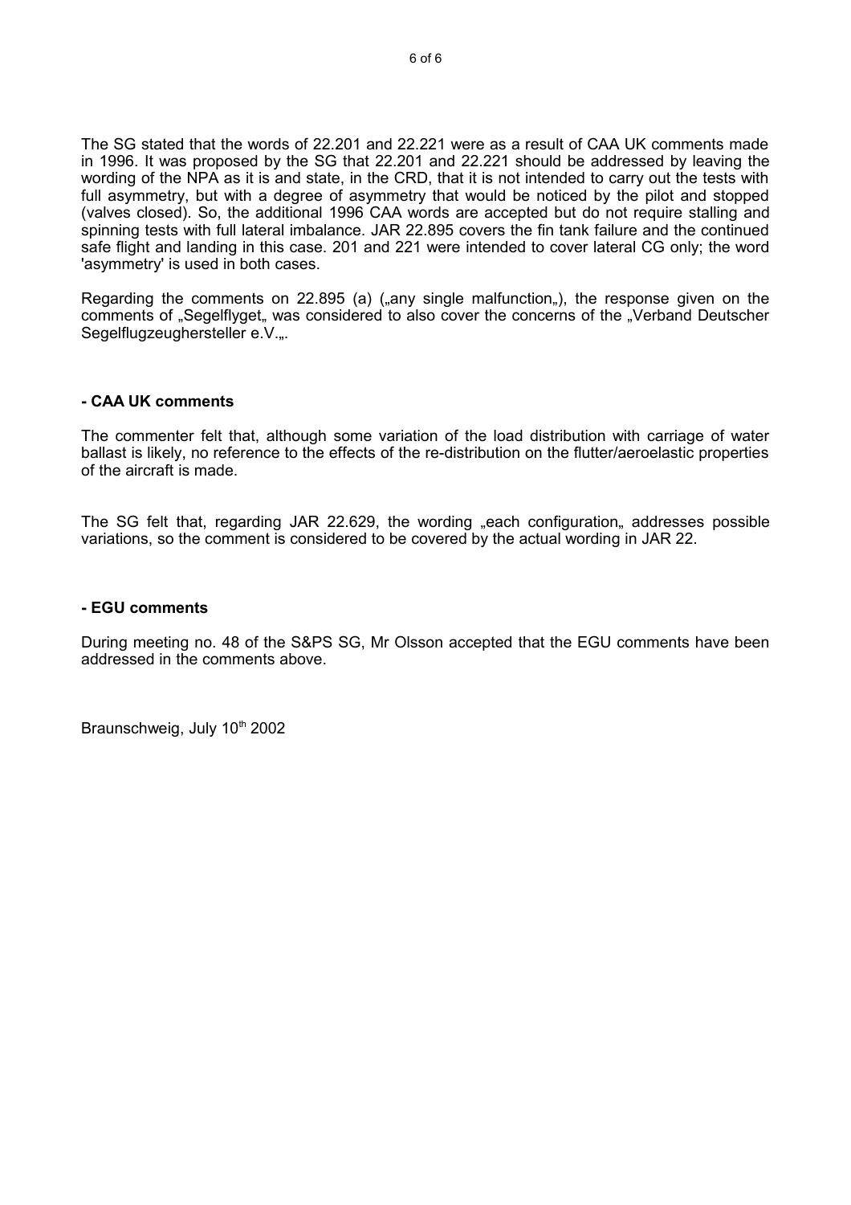The SG stated that the words of 22.201 and 22.221 were as a result of CAA UK comments made in 1996. It was proposed by the SG that 22.201 and 22.221 should be addressed by leaving the wording of the NPA as it is and state, in the CRD, that it is not intended to carry out the tests with full asymmetry, but with a degree of asymmetry that would be noticed by the pilot and stopped (valves closed). So, the additional 1996 CAA words are accepted but do not require stalling and spinning tests with full lateral imbalance. JAR 22.895 covers the fin tank failure and the continued safe flight and landing in this case. 201 and 221 were intended to cover lateral CG only; the word 'asymmetry' is used in both cases.

Regarding the comments on 22.895 (a) („any single malfunction„), the response given on the comments of „Segelflyget„ was considered to also cover the concerns of the „Verband Deutscher Segelflugzeughersteller e.V.„.

**- CAA UK comments**

The commenter felt that, although some variation of the load distribution with carriage of water ballast is likely, no reference to the effects of the re-distribution on the flutter/aeroelastic properties of the aircraft is made.

The SG felt that, regarding JAR 22.629, the wording „each configuration„ addresses possible variations, so the comment is considered to be covered by the actual wording in JAR 22.

**- EGU comments**

During meeting no. 48 of the S&PS SG, Mr Olsson accepted that the EGU comments have been addressed in the comments above.

Braunschweig, July 10th 2002